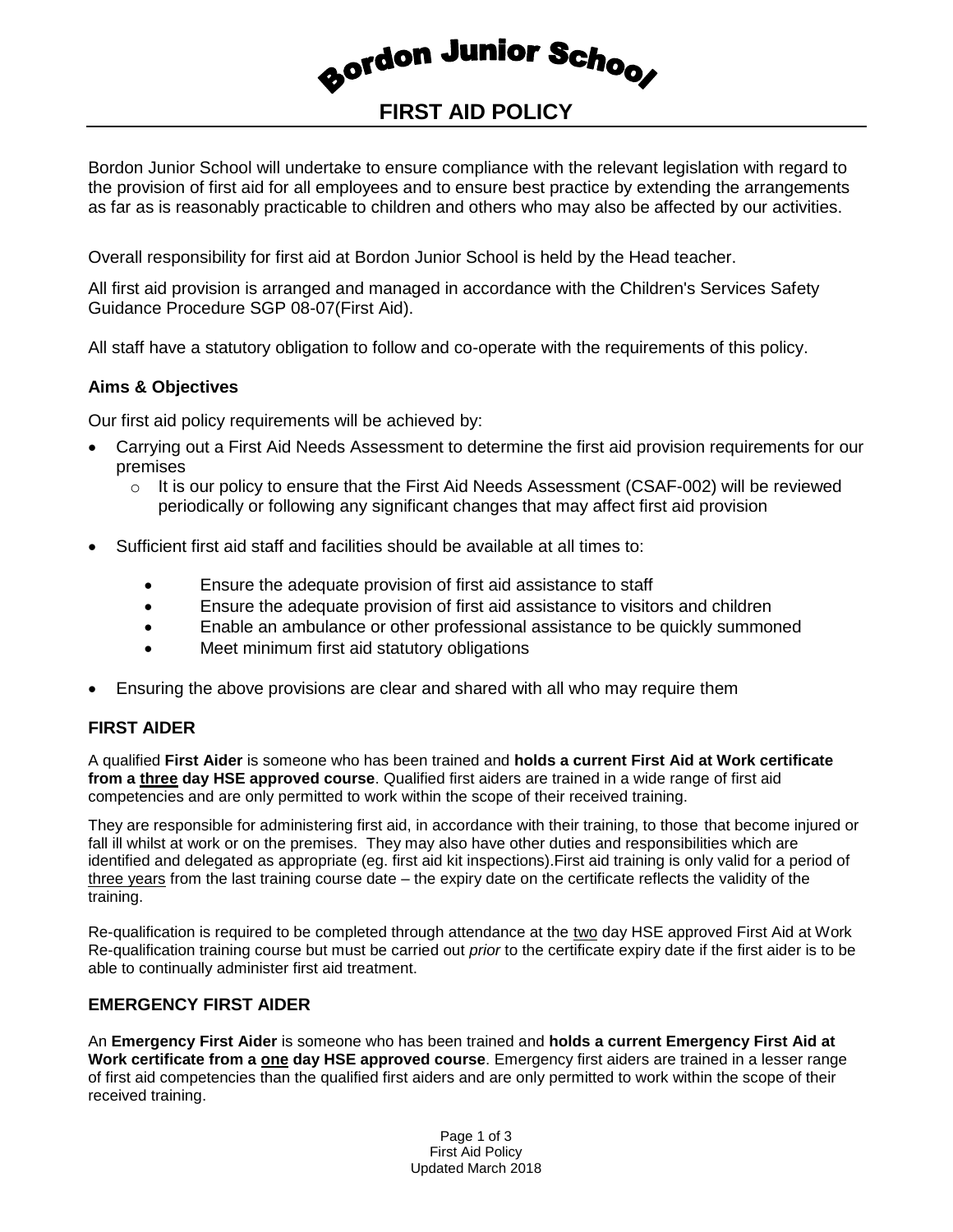# Bordon Junior School

## FIRST AID POLICY

Bordon Junior School will undertake to ensure compliance with the relevant legislation with regard to the provision of first aid for all employees and to ensure best practice by extending the arrangements as far as is reasonably practicable to children and others who may also be affected by our activities.

Overall responsibility for first aid at Bordon Junior School is held by the Head teacher.

All first aid provision is arranged and managed in accordance with the Children's Services Safety Guidance Procedure SGP 08-07(First Aid).

All staff have a statutory obligation to follow and co-operate with the requirements of this policy.

### Aims & Objectives

Our first aid policy requirements will be achieved by:

- Carrying out a First Aid Needs Assessment to determine the first aid provision requirements for our premises
  - It is our policy to ensure that the First Aid Needs Assessment (CSAF-002) will be reviewed periodically or following any significant changes that may affect first aid provision
- Sufficient first aid staff and facilities should be available at all times to:
  - Ensure the adequate provision of first aid assistance to staff
  - Ensure the adequate provision of first aid assistance to visitors and children
  - Enable an ambulance or other professional assistance to be quickly summoned
  - Meet minimum first aid statutory obligations
- Ensuring the above provisions are clear and shared with all who may require them

### FIRST AIDER

A qualified **First Aider** is someone who has been trained and **holds a current First Aid at Work certificate from a three day HSE approved course**. Qualified first aiders are trained in a wide range of first aid competencies and are only permitted to work within the scope of their received training.

They are responsible for administering first aid, in accordance with their training, to those that become injured or fall ill whilst at work or on the premises. They may also have other duties and responsibilities which are identified and delegated as appropriate (eg. first aid kit inspections).First aid training is only valid for a period of three years from the last training course date – the expiry date on the certificate reflects the validity of the training.

Re-qualification is required to be completed through attendance at the two day HSE approved First Aid at Work Re-qualification training course but must be carried out *prior* to the certificate expiry date if the first aider is to be able to continually administer first aid treatment.

### EMERGENCY FIRST AIDER

An **Emergency First Aider** is someone who has been trained and **holds a current Emergency First Aid at Work certificate from a one day HSE approved course**. Emergency first aiders are trained in a lesser range of first aid competencies than the qualified first aiders and are only permitted to work within the scope of their received training.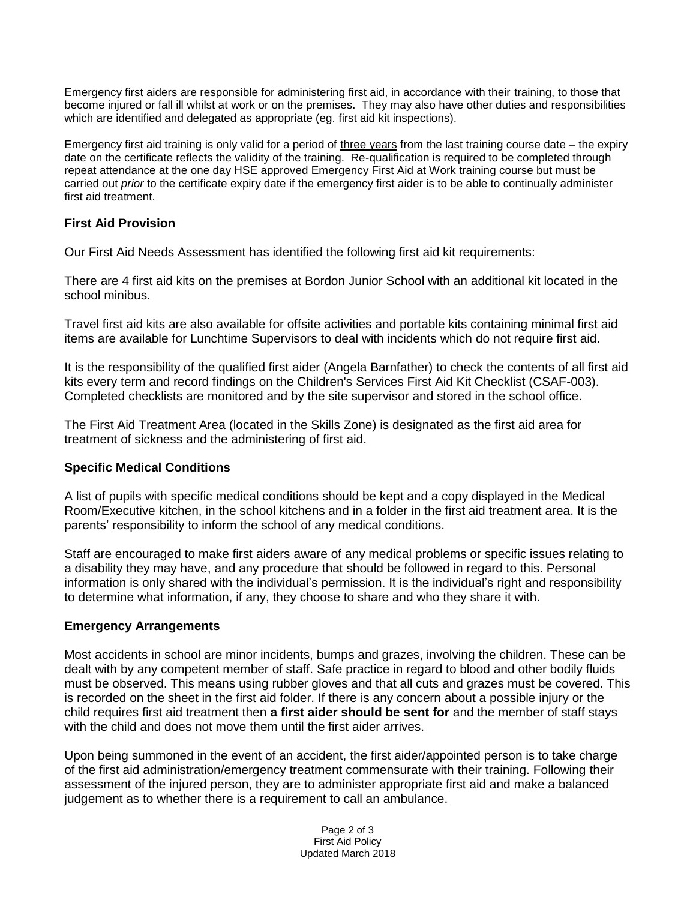Emergency first aiders are responsible for administering first aid, in accordance with their training, to those that become injured or fall ill whilst at work or on the premises. They may also have other duties and responsibilities which are identified and delegated as appropriate (eg. first aid kit inspections).

Emergency first aid training is only valid for a period of three years from the last training course date – the expiry date on the certificate reflects the validity of the training. Re-qualification is required to be completed through repeat attendance at the one day HSE approved Emergency First Aid at Work training course but must be carried out *prior* to the certificate expiry date if the emergency first aider is to be able to continually administer first aid treatment.

## First Aid Provision

Our First Aid Needs Assessment has identified the following first aid kit requirements:

There are 4 first aid kits on the premises at Bordon Junior School with an additional kit located in the school minibus.

Travel first aid kits are also available for offsite activities and portable kits containing minimal first aid items are available for Lunchtime Supervisors to deal with incidents which do not require first aid.

It is the responsibility of the qualified first aider (Angela Barnfather) to check the contents of all first aid kits every term and record findings on the Children's Services First Aid Kit Checklist (CSAF-003). Completed checklists are monitored and by the site supervisor and stored in the school office.

The First Aid Treatment Area (located in the Skills Zone) is designated as the first aid area for treatment of sickness and the administering of first aid.

## Specific Medical Conditions

A list of pupils with specific medical conditions should be kept and a copy displayed in the Medical Room/Executive kitchen, in the school kitchens and in a folder in the first aid treatment area. It is the parents' responsibility to inform the school of any medical conditions.

Staff are encouraged to make first aiders aware of any medical problems or specific issues relating to a disability they may have, and any procedure that should be followed in regard to this. Personal information is only shared with the individual's permission. It is the individual's right and responsibility to determine what information, if any, they choose to share and who they share it with.

## Emergency Arrangements

Most accidents in school are minor incidents, bumps and grazes, involving the children. These can be dealt with by any competent member of staff. Safe practice in regard to blood and other bodily fluids must be observed. This means using rubber gloves and that all cuts and grazes must be covered. This is recorded on the sheet in the first aid folder. If there is any concern about a possible injury or the child requires first aid treatment then **a first aider should be sent for** and the member of staff stays with the child and does not move them until the first aider arrives.

Upon being summoned in the event of an accident, the first aider/appointed person is to take charge of the first aid administration/emergency treatment commensurate with their training. Following their assessment of the injured person, they are to administer appropriate first aid and make a balanced judgement as to whether there is a requirement to call an ambulance.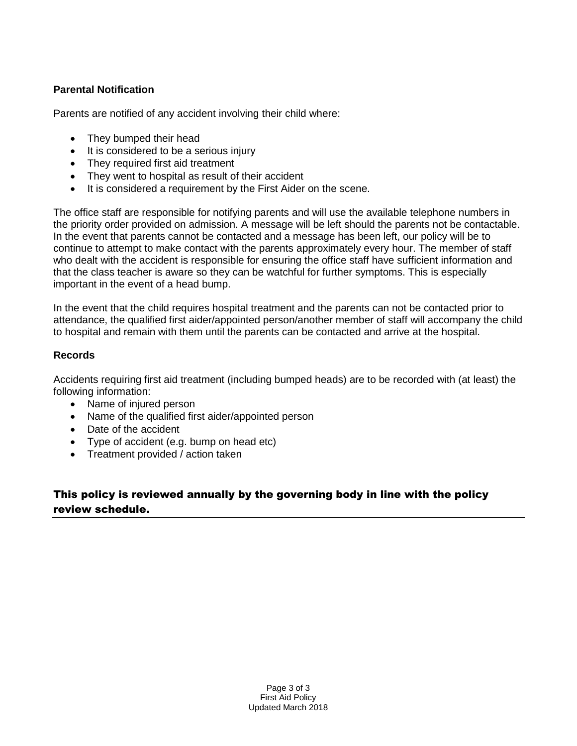**Parental Notification**

Parents are notified of any accident involving their child where:

- They bumped their head
- It is considered to be a serious injury
- They required first aid treatment
- They went to hospital as result of their accident
- It is considered a requirement by the First Aider on the scene.

The office staff are responsible for notifying parents and will use the available telephone numbers in the priority order provided on admission. A message will be left should the parents not be contactable. In the event that parents cannot be contacted and a message has been left, our policy will be to continue to attempt to make contact with the parents approximately every hour. The member of staff who dealt with the accident is responsible for ensuring the office staff have sufficient information and that the class teacher is aware so they can be watchful for further symptoms. This is especially important in the event of a head bump.

In the event that the child requires hospital treatment and the parents can not be contacted prior to attendance, the qualified first aider/appointed person/another member of staff will accompany the child to hospital and remain with them until the parents can be contacted and arrive at the hospital.

**Records**

Accidents requiring first aid treatment (including bumped heads) are to be recorded with (at least) the following information:

- Name of injured person
- Name of the qualified first aider/appointed person
- Date of the accident
- Type of accident (e.g. bump on head etc)
- Treatment provided / action taken

**This policy is reviewed annually by the governing body in line with the policy review schedule.**